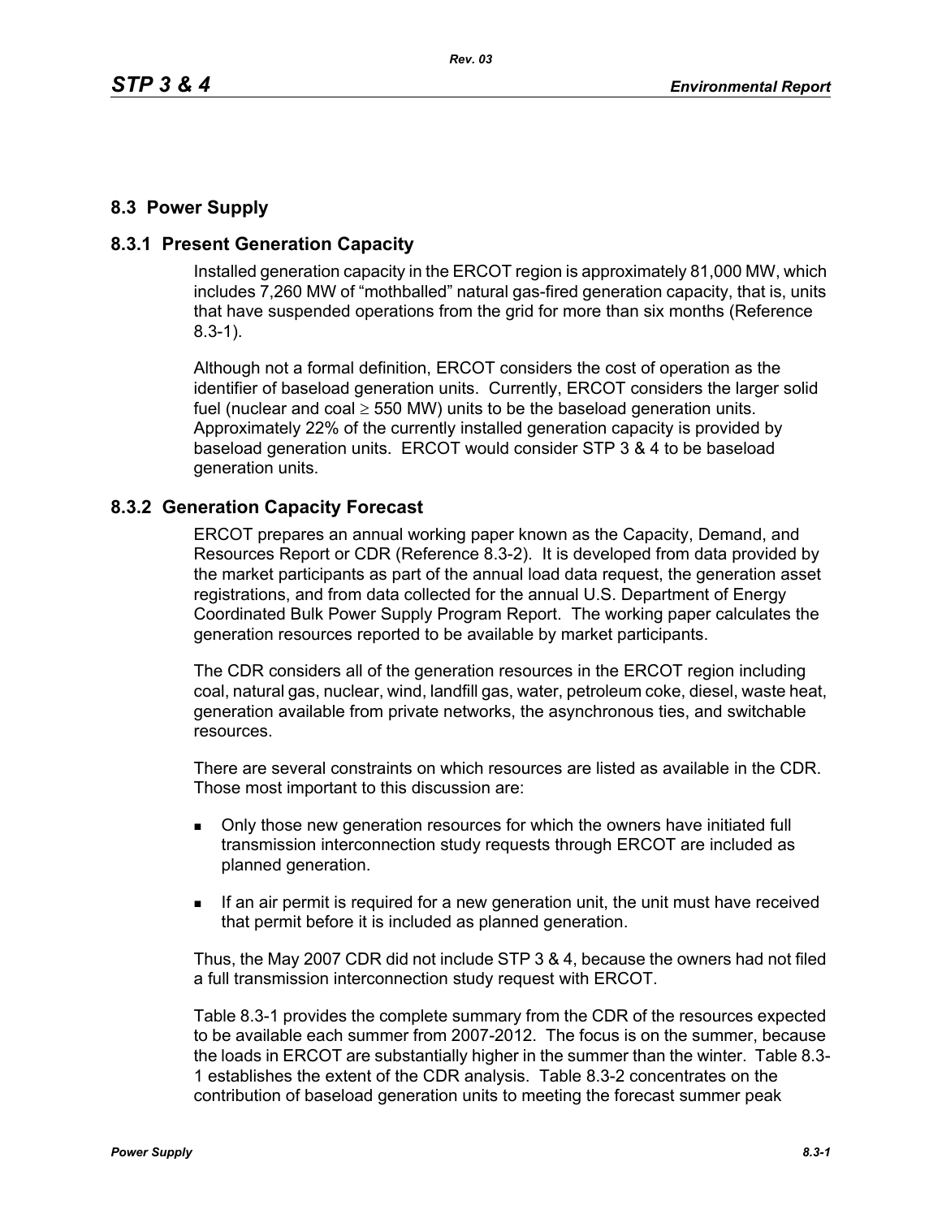## 8.3 Power Supply

### 8.3.1 Present Generation Capacity

Installed generation capacity in the ERCOT region is approximately 81,000 MW, which includes 7,260 MW of "mothballed" natural gas-fired generation capacity, that is, units that have suspended operations from the grid for more than six months (Reference 8.3-1).

Although not a formal definition, ERCOT considers the cost of operation as the identifier of baseload generation units. Currently, ERCOT considers the larger solid fuel (nuclear and coal $\geq$ 550 MW) units to be the baseload generation units. Approximately 22% of the currently installed generation capacity is provided by baseload generation units. ERCOT would consider STP 3 & 4 to be baseload generation units.

### 8.3.2 Generation Capacity Forecast

ERCOT prepares an annual working paper known as the Capacity, Demand, and Resources Report or CDR (Reference 8.3-2). It is developed from data provided by the market participants as part of the annual load data request, the generation asset registrations, and from data collected for the annual U.S. Department of Energy Coordinated Bulk Power Supply Program Report. The working paper calculates the generation resources reported to be available by market participants.

The CDR considers all of the generation resources in the ERCOT region including coal, natural gas, nuclear, wind, landfill gas, water, petroleum coke, diesel, waste heat, generation available from private networks, the asynchronous ties, and switchable resources.

There are several constraints on which resources are listed as available in the CDR. Those most important to this discussion are:

- Only those new generation resources for which the owners have initiated full transmission interconnection study requests through ERCOT are included as planned generation.
- If an air permit is required for a new generation unit, the unit must have received that permit before it is included as planned generation.

Thus, the May 2007 CDR did not include STP 3 & 4, because the owners had not filed a full transmission interconnection study request with ERCOT.

Table 8.3-1 provides the complete summary from the CDR of the resources expected to be available each summer from 2007-2012. The focus is on the summer, because the loads in ERCOT are substantially higher in the summer than the winter. Table 8.3-1 establishes the extent of the CDR analysis. Table 8.3-2 concentrates on the contribution of baseload generation units to meeting the forecast summer peak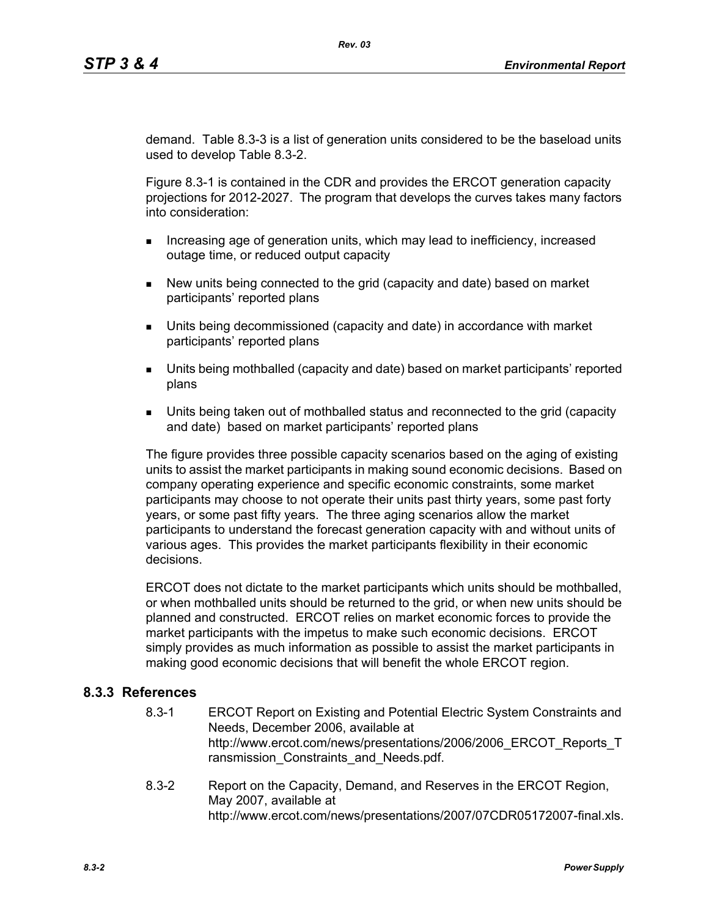demand. Table 8.3-3 is a list of generation units considered to be the baseload units used to develop Table 8.3-2.

Figure 8.3-1 is contained in the CDR and provides the ERCOT generation capacity projections for 2012-2027. The program that develops the curves takes many factors into consideration:

- Increasing age of generation units, which may lead to inefficiency, increased outage time, or reduced output capacity
- New units being connected to the grid (capacity and date) based on market participants' reported plans
- Units being decommissioned (capacity and date) in accordance with market participants' reported plans
- Units being mothballed (capacity and date) based on market participants' reported plans
- Units being taken out of mothballed status and reconnected to the grid (capacity and date) based on market participants' reported plans

The figure provides three possible capacity scenarios based on the aging of existing units to assist the market participants in making sound economic decisions. Based on company operating experience and specific economic constraints, some market participants may choose to not operate their units past thirty years, some past forty years, or some past fifty years. The three aging scenarios allow the market participants to understand the forecast generation capacity with and without units of various ages. This provides the market participants flexibility in their economic decisions.

ERCOT does not dictate to the market participants which units should be mothballed, or when mothballed units should be returned to the grid, or when new units should be planned and constructed. ERCOT relies on market economic forces to provide the market participants with the impetus to make such economic decisions. ERCOT simply provides as much information as possible to assist the market participants in making good economic decisions that will benefit the whole ERCOT region.

## 8.3.3 References

8.3-1 ERCOT Report on Existing and Potential Electric System Constraints and Needs, December 2006, available at http://www.ercot.com/news/presentations/2006/2006_ERCOT_Reports_Transmission_Constraints_and_Needs.pdf.

8.3-2 Report on the Capacity, Demand, and Reserves in the ERCOT Region, May 2007, available at http://www.ercot.com/news/presentations/2007/07CDR05172007-final.xls.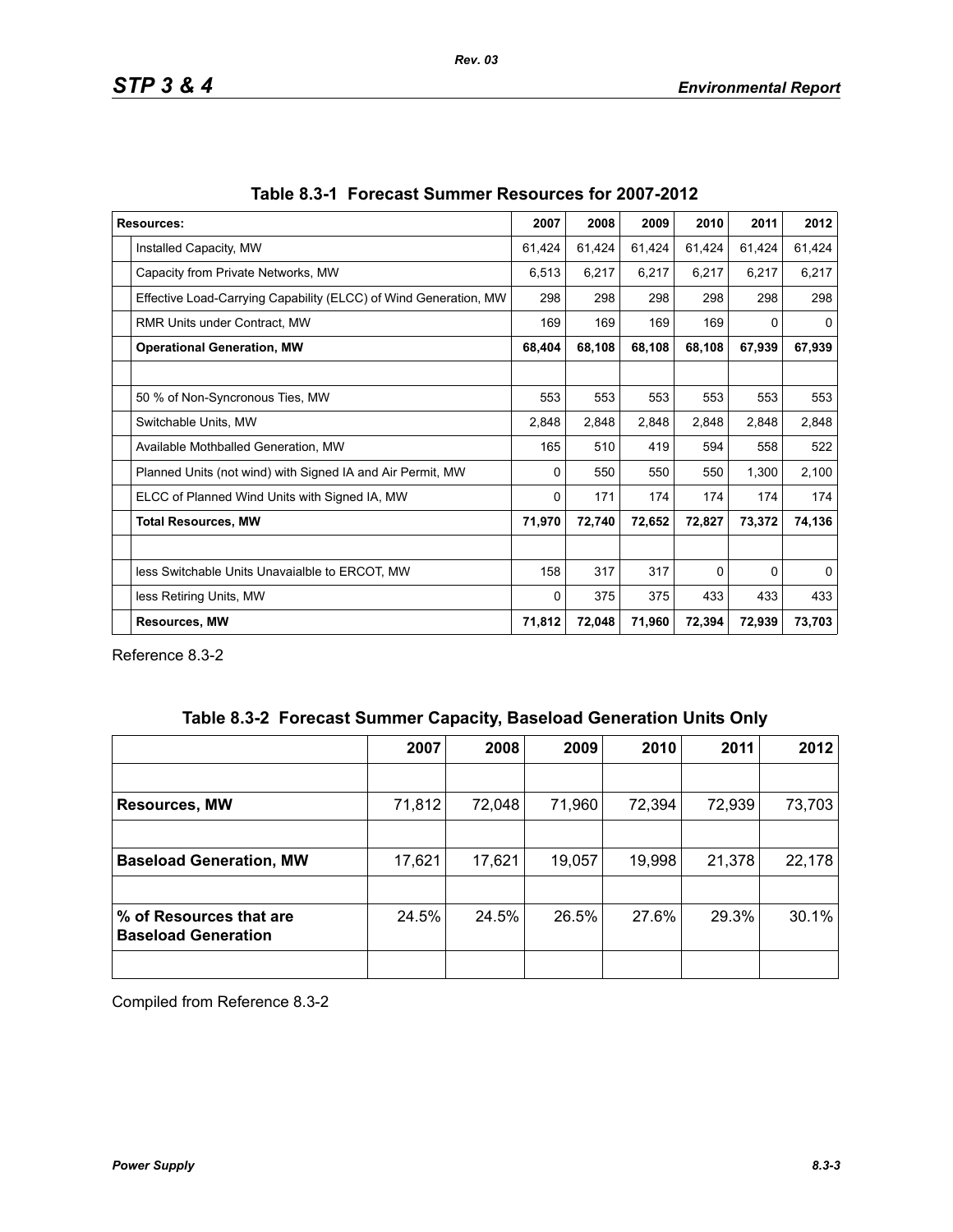**Table 8.3-1 Forecast Summer Resources for 2007-2012**

| Resources: | 2007 | 2008 | 2009 | 2010 | 2011 | 2012 |
|---|---|---|---|---|---|---|
| Installed Capacity, MW | 61,424 | 61,424 | 61,424 | 61,424 | 61,424 | 61,424 |
| Capacity from Private Networks, MW | 6,513 | 6,217 | 6,217 | 6,217 | 6,217 | 6,217 |
| Effective Load-Carrying Capability (ELCC) of Wind Generation, MW | 298 | 298 | 298 | 298 | 298 | 298 |
| RMR Units under Contract, MW | 169 | 169 | 169 | 169 | 0 | 0 |
| **Operational Generation, MW** | **68,404** | **68,108** | **68,108** | **68,108** | **67,939** | **67,939** |
| | | | | | | |
| 50 % of Non-Syncronous Ties, MW | 553 | 553 | 553 | 553 | 553 | 553 |
| Switchable Units, MW | 2,848 | 2,848 | 2,848 | 2,848 | 2,848 | 2,848 |
| Available Mothballed Generation, MW | 165 | 510 | 419 | 594 | 558 | 522 |
| Planned Units (not wind) with Signed IA and Air Permit, MW | 0 | 550 | 550 | 550 | 1,300 | 2,100 |
| ELCC of Planned Wind Units with Signed IA, MW | 0 | 171 | 174 | 174 | 174 | 174 |
| **Total Resources, MW** | **71,970** | **72,740** | **72,652** | **72,827** | **73,372** | **74,136** |
| | | | | | | |
| less Switchable Units Unavaialble to ERCOT, MW | 158 | 317 | 317 | 0 | 0 | 0 |
| less Retiring Units, MW | 0 | 375 | 375 | 433 | 433 | 433 |
| **Resources, MW** | **71,812** | **72,048** | **71,960** | **72,394** | **72,939** | **73,703** |

Reference 8.3-2

**Table 8.3-2 Forecast Summer Capacity, Baseload Generation Units Only**

| | 2007 | 2008 | 2009 | 2010 | 2011 | 2012 |
|---|---|---|---|---|---|---|
| | | | | | | |
| **Resources, MW** | 71,812 | 72,048 | 71,960 | 72,394 | 72,939 | 73,703 |
| | | | | | | |
| **Baseload Generation, MW** | 17,621 | 17,621 | 19,057 | 19,998 | 21,378 | 22,178 |
| | | | | | | |
| **% of Resources that are Baseload Generation** | 24.5% | 24.5% | 26.5% | 27.6% | 29.3% | 30.1% |
| | | | | | | |

Compiled from Reference 8.3-2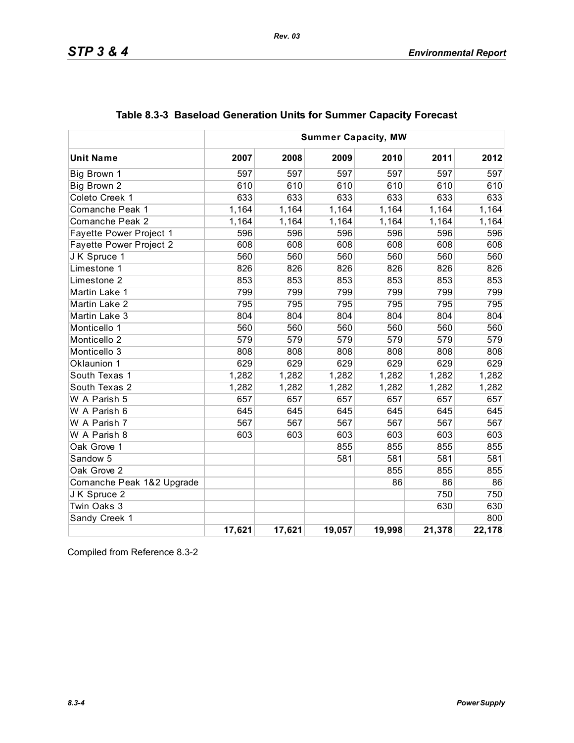## Table 8.3-3 Baseload Generation Units for Summer Capacity Forecast

| | Summer Capacity, MW | | | | | |
|---|---|---|---|---|---|---|
| **Unit Name** | **2007** | **2008** | **2009** | **2010** | **2011** | **2012** |
| Big Brown 1 | 597 | 597 | 597 | 597 | 597 | 597 |
| Big Brown 2 | 610 | 610 | 610 | 610 | 610 | 610 |
| Coleto Creek 1 | 633 | 633 | 633 | 633 | 633 | 633 |
| Comanche Peak 1 | 1,164 | 1,164 | 1,164 | 1,164 | 1,164 | 1,164 |
| Comanche Peak 2 | 1,164 | 1,164 | 1,164 | 1,164 | 1,164 | 1,164 |
| Fayette Power Project 1 | 596 | 596 | 596 | 596 | 596 | 596 |
| Fayette Power Project 2 | 608 | 608 | 608 | 608 | 608 | 608 |
| J K Spruce 1 | 560 | 560 | 560 | 560 | 560 | 560 |
| Limestone 1 | 826 | 826 | 826 | 826 | 826 | 826 |
| Limestone 2 | 853 | 853 | 853 | 853 | 853 | 853 |
| Martin Lake 1 | 799 | 799 | 799 | 799 | 799 | 799 |
| Martin Lake 2 | 795 | 795 | 795 | 795 | 795 | 795 |
| Martin Lake 3 | 804 | 804 | 804 | 804 | 804 | 804 |
| Monticello 1 | 560 | 560 | 560 | 560 | 560 | 560 |
| Monticello 2 | 579 | 579 | 579 | 579 | 579 | 579 |
| Monticello 3 | 808 | 808 | 808 | 808 | 808 | 808 |
| Oklaunion 1 | 629 | 629 | 629 | 629 | 629 | 629 |
| South Texas 1 | 1,282 | 1,282 | 1,282 | 1,282 | 1,282 | 1,282 |
| South Texas 2 | 1,282 | 1,282 | 1,282 | 1,282 | 1,282 | 1,282 |
| W A Parish 5 | 657 | 657 | 657 | 657 | 657 | 657 |
| W A Parish 6 | 645 | 645 | 645 | 645 | 645 | 645 |
| W A Parish 7 | 567 | 567 | 567 | 567 | 567 | 567 |
| W A Parish 8 | 603 | 603 | 603 | 603 | 603 | 603 |
| Oak Grove 1 | | | 855 | 855 | 855 | 855 |
| Sandow 5 | | | 581 | 581 | 581 | 581 |
| Oak Grove 2 | | | | 855 | 855 | 855 |
| Comanche Peak 1&2 Upgrade | | | | 86 | 86 | 86 |
| J K Spruce 2 | | | | | 750 | 750 |
| Twin Oaks 3 | | | | | 630 | 630 |
| Sandy Creek 1 | | | | | | 800 |
| | **17,621** | **17,621** | **19,057** | **19,998** | **21,378** | **22,178** |

Compiled from Reference 8.3-2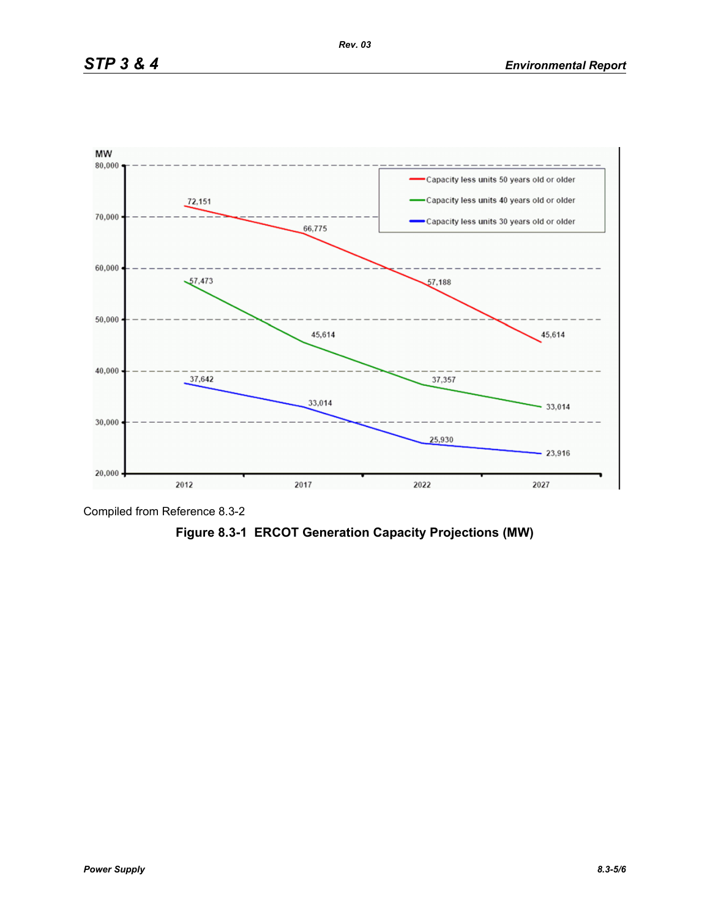MW

80,000

70,000

60,000

50,000

40,000

30,000

20,000

2012

2017

2022

2027

Capacity less units 50 years old or older

Capacity less units 40 years old or older

Capacity less units 30 years old or older

72,151

66,775

57,188

45,614

57,473

45,614

37,357

33,014

37,642

33,014

25,930

23,916

Compiled from Reference 8.3-2

**Figure 8.3-1 ERCOT Generation Capacity Projections (MW)**